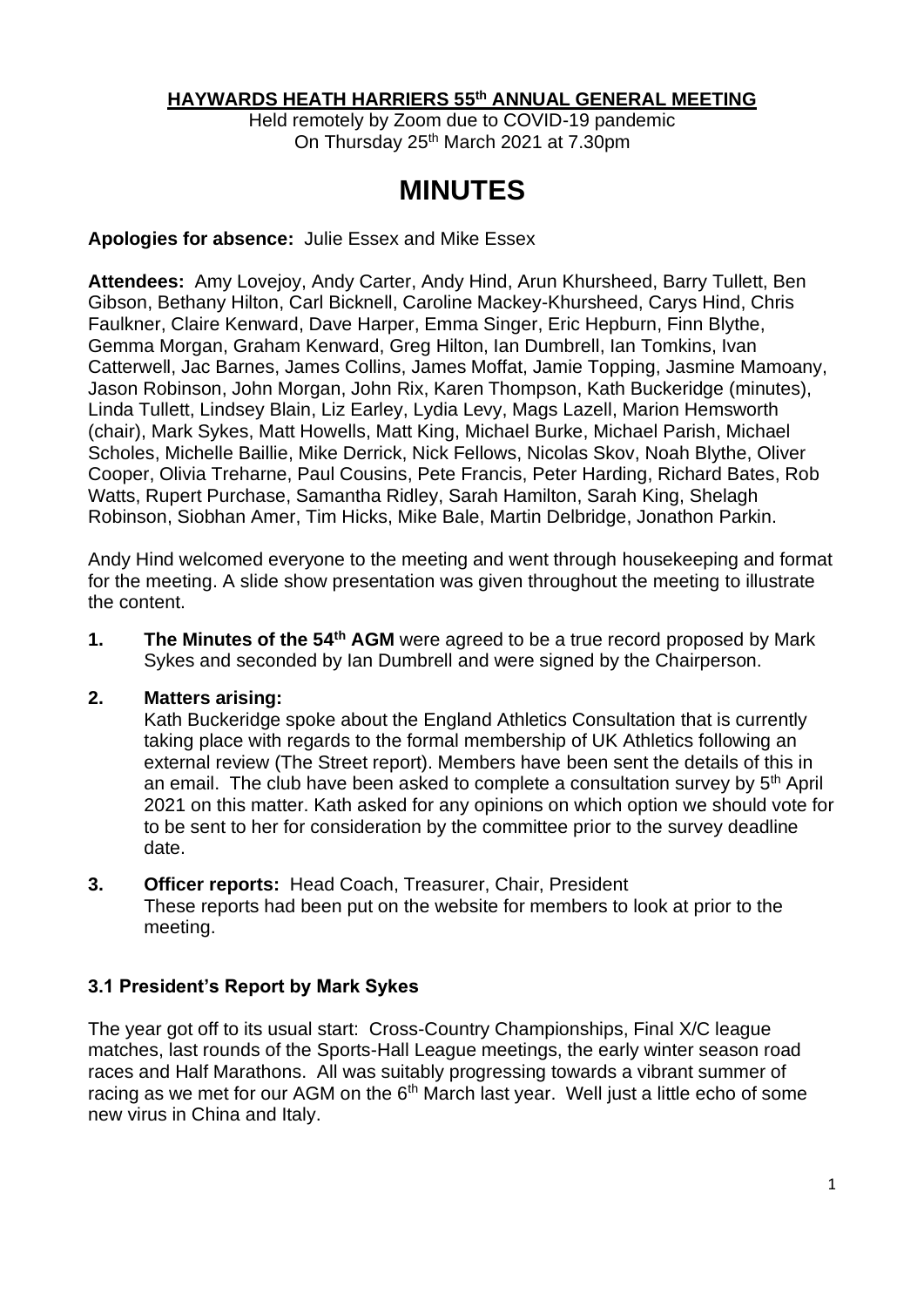# HAYWARDS HEATH HARRIERS 55th ANNUAL GENERAL MEETING

Held remotely by Zoom due to COVID-19 pandemic
On Thursday 25th March 2021 at 7.30pm

# MINUTES

**Apologies for absence:** Julie Essex and Mike Essex

**Attendees:** Amy Lovejoy, Andy Carter, Andy Hind, Arun Khursheed, Barry Tullett, Ben Gibson, Bethany Hilton, Carl Bicknell, Caroline Mackey-Khursheed, Carys Hind, Chris Faulkner, Claire Kenward, Dave Harper, Emma Singer, Eric Hepburn, Finn Blythe, Gemma Morgan, Graham Kenward, Greg Hilton, Ian Dumbrell, Ian Tomkins, Ivan Catterwell, Jac Barnes, James Collins, James Moffat, Jamie Topping, Jasmine Mamoany, Jason Robinson, John Morgan, John Rix, Karen Thompson, Kath Buckeridge (minutes), Linda Tullett, Lindsey Blain, Liz Earley, Lydia Levy, Mags Lazell, Marion Hemsworth (chair), Mark Sykes, Matt Howells, Matt King, Michael Burke, Michael Parish, Michael Scholes, Michelle Baillie, Mike Derrick, Nick Fellows, Nicolas Skov, Noah Blythe, Oliver Cooper, Olivia Treharne, Paul Cousins, Pete Francis, Peter Harding, Richard Bates, Rob Watts, Rupert Purchase, Samantha Ridley, Sarah Hamilton, Sarah King, Shelagh Robinson, Siobhan Amer, Tim Hicks, Mike Bale, Martin Delbridge, Jonathon Parkin.

Andy Hind welcomed everyone to the meeting and went through housekeeping and format for the meeting. A slide show presentation was given throughout the meeting to illustrate the content.

1. **The Minutes of the 54th AGM** were agreed to be a true record proposed by Mark Sykes and seconded by Ian Dumbrell and were signed by the Chairperson.

2. **Matters arising:**
   Kath Buckeridge spoke about the England Athletics Consultation that is currently taking place with regards to the formal membership of UK Athletics following an external review (The Street report). Members have been sent the details of this in an email. The club have been asked to complete a consultation survey by 5th April 2021 on this matter. Kath asked for any opinions on which option we should vote for to be sent to her for consideration by the committee prior to the survey deadline date.

3. **Officer reports:** Head Coach, Treasurer, Chair, President
   These reports had been put on the website for members to look at prior to the meeting.

### 3.1 President's Report by Mark Sykes

The year got off to its usual start: Cross-Country Championships, Final X/C league matches, last rounds of the Sports-Hall League meetings, the early winter season road races and Half Marathons. All was suitably progressing towards a vibrant summer of racing as we met for our AGM on the 6th March last year. Well just a little echo of some new virus in China and Italy.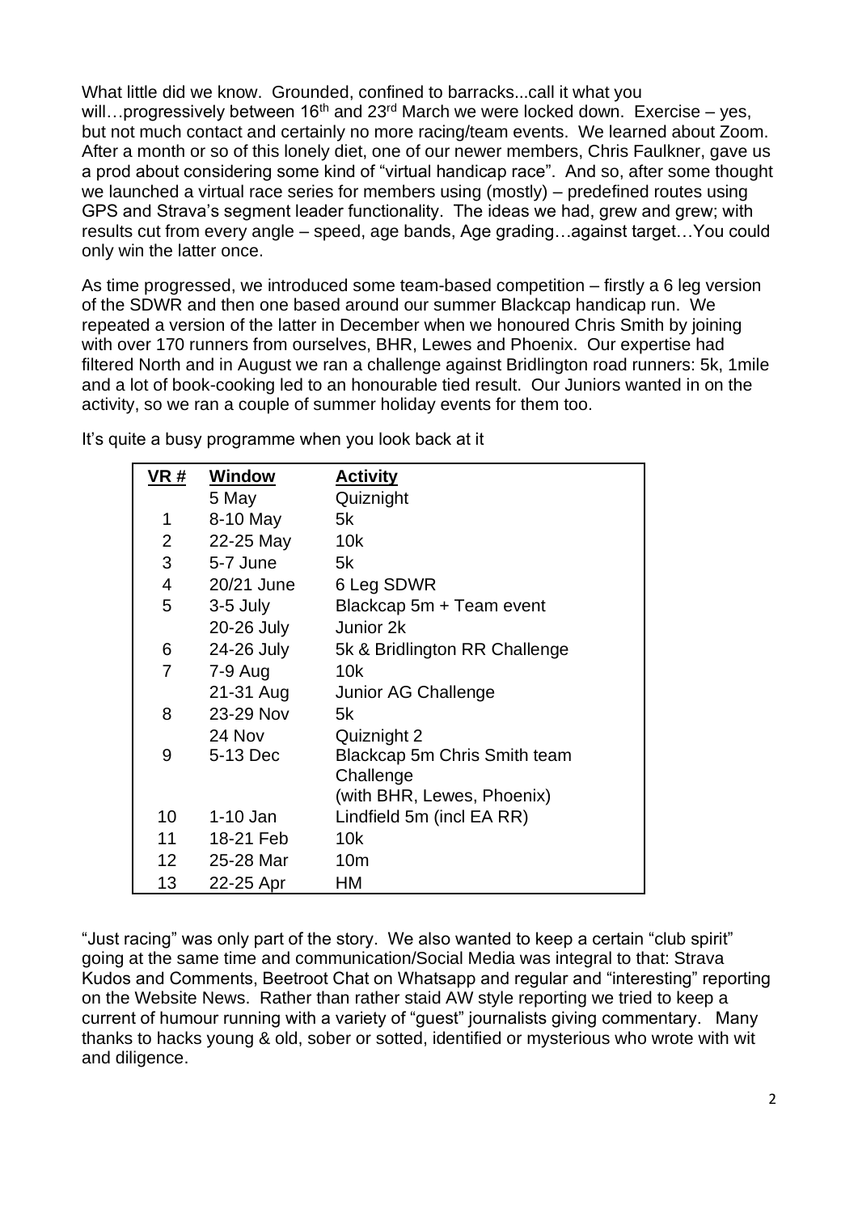What little did we know. Grounded, confined to barracks...call it what you will…progressively between 16th and 23rd March we were locked down. Exercise – yes, but not much contact and certainly no more racing/team events. We learned about Zoom. After a month or so of this lonely diet, one of our newer members, Chris Faulkner, gave us a prod about considering some kind of "virtual handicap race". And so, after some thought we launched a virtual race series for members using (mostly) – predefined routes using GPS and Strava's segment leader functionality. The ideas we had, grew and grew; with results cut from every angle – speed, age bands, Age grading…against target…You could only win the latter once.

As time progressed, we introduced some team-based competition – firstly a 6 leg version of the SDWR and then one based around our summer Blackcap handicap run. We repeated a version of the latter in December when we honoured Chris Smith by joining with over 170 runners from ourselves, BHR, Lewes and Phoenix. Our expertise had filtered North and in August we ran a challenge against Bridlington road runners: 5k, 1mile and a lot of book-cooking led to an honourable tied result. Our Juniors wanted in on the activity, so we ran a couple of summer holiday events for them too.

It's quite a busy programme when you look back at it

| VR # | Window | Activity |
|---|---|---|
| | 5 May | Quiznight |
| 1 | 8-10 May | 5k |
| 2 | 22-25 May | 10k |
| 3 | 5-7 June | 5k |
| 4 | 20/21 June | 6 Leg SDWR |
| 5 | 3-5 July | Blackcap 5m + Team event |
| | 20-26 July | Junior 2k |
| 6 | 24-26 July | 5k & Bridlington RR Challenge |
| 7 | 7-9 Aug | 10k |
| | 21-31 Aug | Junior AG Challenge |
| 8 | 23-29 Nov | 5k |
| | 24 Nov | Quiznight 2 |
| 9 | 5-13 Dec | Blackcap 5m Chris Smith team Challenge (with BHR, Lewes, Phoenix) |
| 10 | 1-10 Jan | Lindfield 5m (incl EA RR) |
| 11 | 18-21 Feb | 10k |
| 12 | 25-28 Mar | 10m |
| 13 | 22-25 Apr | HM |

"Just racing" was only part of the story. We also wanted to keep a certain "club spirit" going at the same time and communication/Social Media was integral to that: Strava Kudos and Comments, Beetroot Chat on Whatsapp and regular and "interesting" reporting on the Website News. Rather than rather staid AW style reporting we tried to keep a current of humour running with a variety of "guest" journalists giving commentary. Many thanks to hacks young & old, sober or sotted, identified or mysterious who wrote with wit and diligence.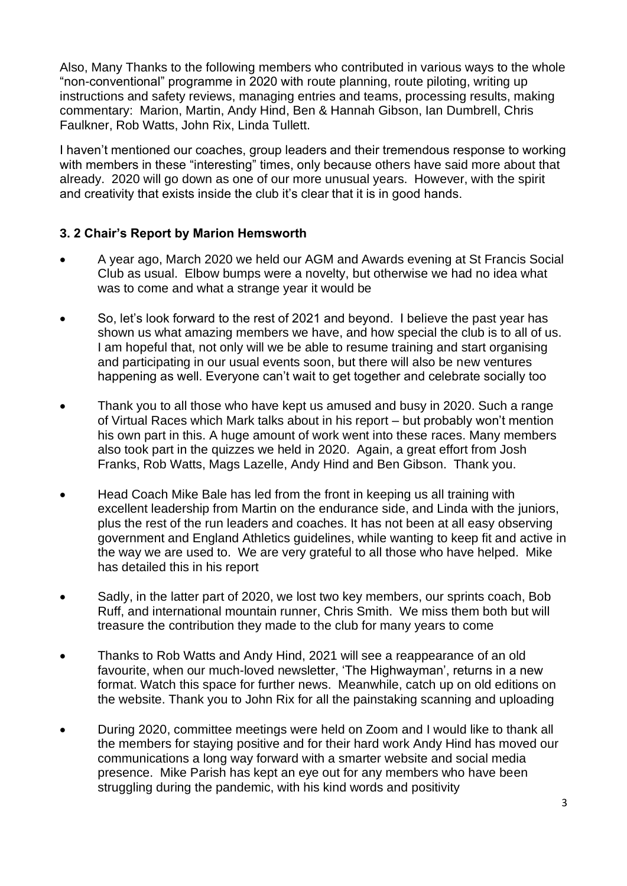Also, Many Thanks to the following members who contributed in various ways to the whole “non-conventional” programme in 2020 with route planning, route piloting, writing up instructions and safety reviews, managing entries and teams, processing results, making commentary: Marion, Martin, Andy Hind, Ben & Hannah Gibson, Ian Dumbrell, Chris Faulkner, Rob Watts, John Rix, Linda Tullett.

I haven’t mentioned our coaches, group leaders and their tremendous response to working with members in these “interesting” times, only because others have said more about that already. 2020 will go down as one of our more unusual years. However, with the spirit and creativity that exists inside the club it’s clear that it is in good hands.

### 3. 2 Chair’s Report by Marion Hemsworth

- A year ago, March 2020 we held our AGM and Awards evening at St Francis Social Club as usual. Elbow bumps were a novelty, but otherwise we had no idea what was to come and what a strange year it would be
- So, let’s look forward to the rest of 2021 and beyond. I believe the past year has shown us what amazing members we have, and how special the club is to all of us. I am hopeful that, not only will we be able to resume training and start organising and participating in our usual events soon, but there will also be new ventures happening as well. Everyone can’t wait to get together and celebrate socially too
- Thank you to all those who have kept us amused and busy in 2020. Such a range of Virtual Races which Mark talks about in his report – but probably won’t mention his own part in this. A huge amount of work went into these races. Many members also took part in the quizzes we held in 2020. Again, a great effort from Josh Franks, Rob Watts, Mags Lazelle, Andy Hind and Ben Gibson. Thank you.
- Head Coach Mike Bale has led from the front in keeping us all training with excellent leadership from Martin on the endurance side, and Linda with the juniors, plus the rest of the run leaders and coaches. It has not been at all easy observing government and England Athletics guidelines, while wanting to keep fit and active in the way we are used to. We are very grateful to all those who have helped. Mike has detailed this in his report
- Sadly, in the latter part of 2020, we lost two key members, our sprints coach, Bob Ruff, and international mountain runner, Chris Smith. We miss them both but will treasure the contribution they made to the club for many years to come
- Thanks to Rob Watts and Andy Hind, 2021 will see a reappearance of an old favourite, when our much-loved newsletter, ‘The Highwayman’, returns in a new format. Watch this space for further news. Meanwhile, catch up on old editions on the website. Thank you to John Rix for all the painstaking scanning and uploading
- During 2020, committee meetings were held on Zoom and I would like to thank all the members for staying positive and for their hard work Andy Hind has moved our communications a long way forward with a smarter website and social media presence. Mike Parish has kept an eye out for any members who have been struggling during the pandemic, with his kind words and positivity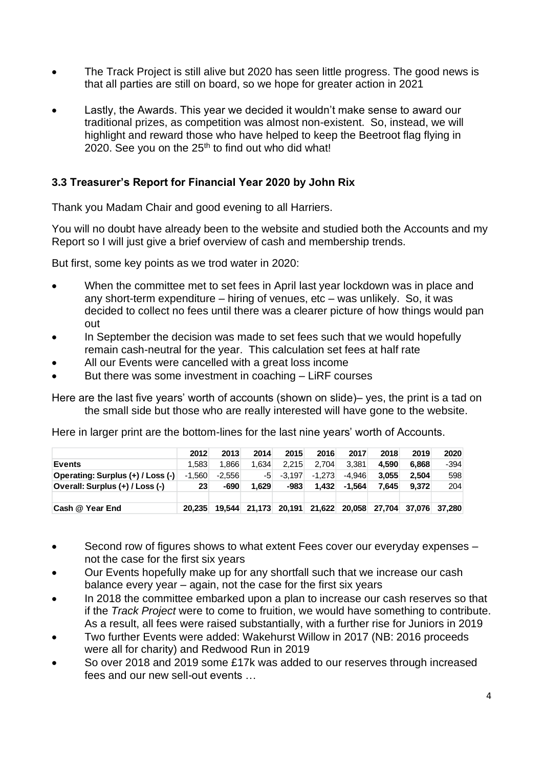- The Track Project is still alive but 2020 has seen little progress. The good news is that all parties are still on board, so we hope for greater action in 2021

- Lastly, the Awards. This year we decided it wouldn't make sense to award our traditional prizes, as competition was almost non-existent. So, instead, we will highlight and reward those who have helped to keep the Beetroot flag flying in 2020. See you on the 25th to find out who did what!

### 3.3 Treasurer's Report for Financial Year 2020 by John Rix

Thank you Madam Chair and good evening to all Harriers.

You will no doubt have already been to the website and studied both the Accounts and my Report so I will just give a brief overview of cash and membership trends.

But first, some key points as we trod water in 2020:

- When the committee met to set fees in April last year lockdown was in place and any short-term expenditure – hiring of venues, etc – was unlikely. So, it was decided to collect no fees until there was a clearer picture of how things would pan out
- In September the decision was made to set fees such that we would hopefully remain cash-neutral for the year. This calculation set fees at half rate
- All our Events were cancelled with a great loss income
- But there was some investment in coaching – LiRF courses

Here are the last five years' worth of accounts (shown on slide)– yes, the print is a tad on the small side but those who are really interested will have gone to the website.

Here in larger print are the bottom-lines for the last nine years' worth of Accounts.

| | 2012 | 2013 | 2014 | 2015 | 2016 | 2017 | 2018 | 2019 | 2020 |
|---|---|---|---|---|---|---|---|---|---|
| **Events** | 1,583 | 1,866 | 1,634 | 2,215 | 2,704 | 3,381 | **4,590** | **6,868** | -394 |
| **Operating: Surplus (+) / Loss (-)** | -1,560 | -2,556 | -5 | -3,197 | -1,273 | -4,946 | **3,055** | **2,504** | 598 |
| **Overall: Surplus (+) / Loss (-)** | **23** | **-690** | **1,629** | **-983** | **1,432** | **-1,564** | **7,645** | **9,372** | 204 |
| | | | | | | | | | |
| **Cash @ Year End** | **20,235** | **19,544** | **21,173** | **20,191** | **21,622** | **20,058** | **27,704** | **37,076** | **37,280** |

- Second row of figures shows to what extent Fees cover our everyday expenses – not the case for the first six years
- Our Events hopefully make up for any shortfall such that we increase our cash balance every year – again, not the case for the first six years
- In 2018 the committee embarked upon a plan to increase our cash reserves so that if the *Track Project* were to come to fruition, we would have something to contribute. As a result, all fees were raised substantially, with a further rise for Juniors in 2019
- Two further Events were added: Wakehurst Willow in 2017 (NB: 2016 proceeds were all for charity) and Redwood Run in 2019
- So over 2018 and 2019 some £17k was added to our reserves through increased fees and our new sell-out events …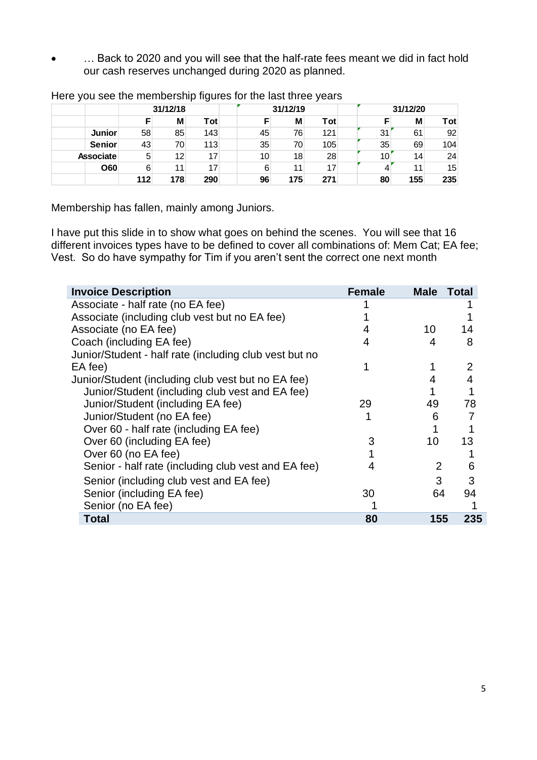- … Back to 2020 and you will see that the half-rate fees meant we did in fact hold our cash reserves unchanged during 2020 as planned.

Here you see the membership figures for the last three years

| | 31/12/18 | | | 31/12/19 | | | 31/12/20 | | |
|---|---|---|---|---|---|---|---|---|---|
| | F | M | Tot | F | M | Tot | F | M | Tot |
| **Junior** | 58 | 85 | 143 | 45 | 76 | 121 | 31 | 61 | 92 |
| **Senior** | 43 | 70 | 113 | 35 | 70 | 105 | 35 | 69 | 104 |
| **Associate** | 5 | 12 | 17 | 10 | 18 | 28 | 10 | 14 | 24 |
| **O60** | 6 | 11 | 17 | 6 | 11 | 17 | 4 | 11 | 15 |
| | **112** | **178** | **290** | **96** | **175** | **271** | **80** | **155** | **235** |

Membership has fallen, mainly among Juniors.

I have put this slide in to show what goes on behind the scenes. You will see that 16 different invoices types have to be defined to cover all combinations of: Mem Cat; EA fee; Vest. So do have sympathy for Tim if you aren't sent the correct one next month

| Invoice Description | Female | Male | Total |
|---|---|---|---|
| Associate - half rate (no EA fee) | 1 | | 1 |
| Associate (including club vest but no EA fee) | 1 | | 1 |
| Associate (no EA fee) | 4 | 10 | 14 |
| Coach (including EA fee) | 4 | 4 | 8 |
| Junior/Student - half rate (including club vest but no EA fee) | 1 | 1 | 2 |
| Junior/Student (including club vest but no EA fee) | | 4 | 4 |
| Junior/Student (including club vest and EA fee) | | 1 | 1 |
| Junior/Student (including EA fee) | 29 | 49 | 78 |
| Junior/Student (no EA fee) | 1 | 6 | 7 |
| Over 60 - half rate (including EA fee) | | 1 | 1 |
| Over 60 (including EA fee) | 3 | 10 | 13 |
| Over 60 (no EA fee) | 1 | | 1 |
| Senior - half rate (including club vest and EA fee) | 4 | 2 | 6 |
| Senior (including club vest and EA fee) | | 3 | 3 |
| Senior (including EA fee) | 30 | 64 | 94 |
| Senior (no EA fee) | 1 | | 1 |
| **Total** | **80** | **155** | **235** |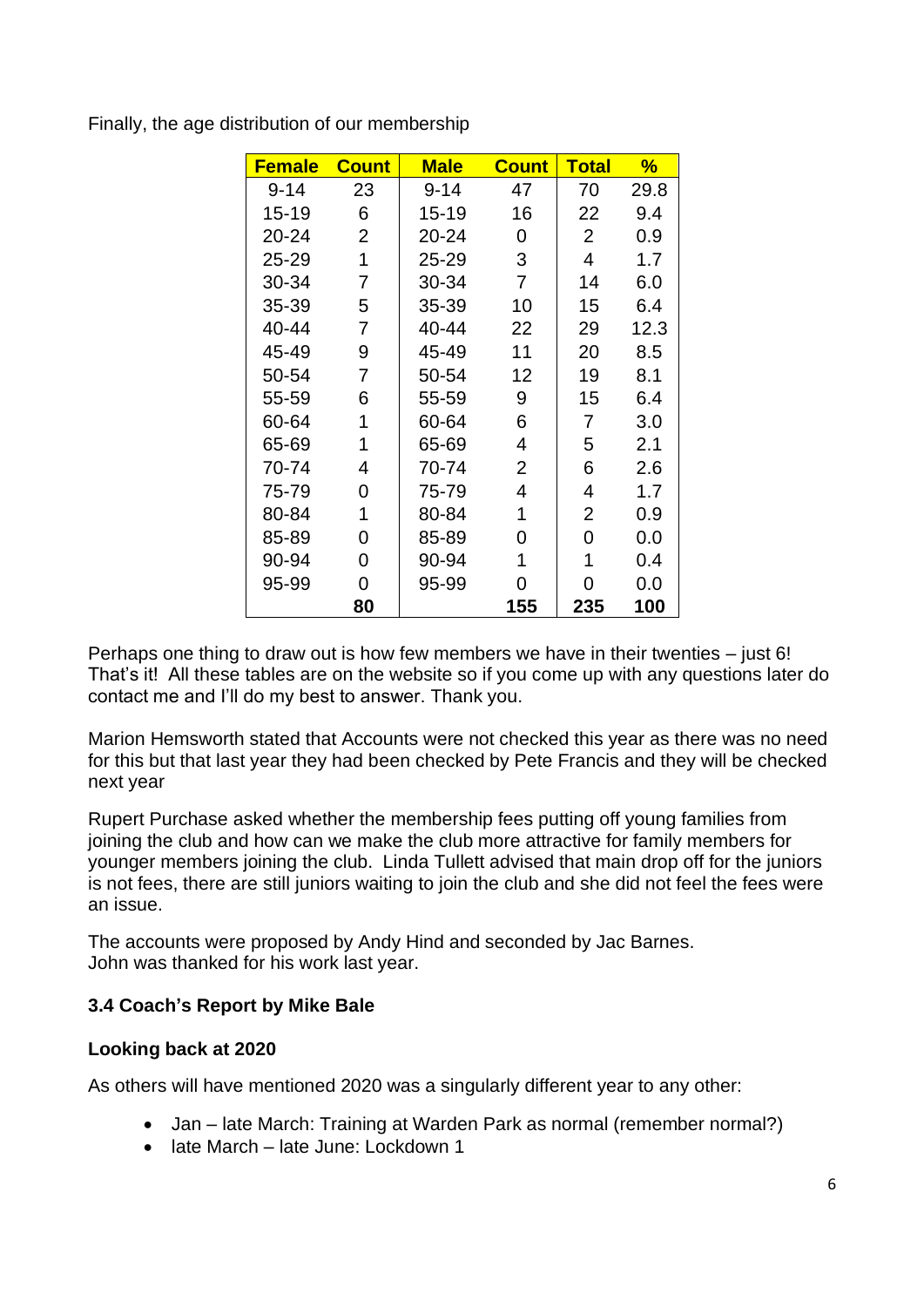Finally, the age distribution of our membership

| Female | Count | Male | Count | Total | % |
|---|---|---|---|---|---|
| 9-14 | 23 | 9-14 | 47 | 70 | 29.8 |
| 15-19 | 6 | 15-19 | 16 | 22 | 9.4 |
| 20-24 | 2 | 20-24 | 0 | 2 | 0.9 |
| 25-29 | 1 | 25-29 | 3 | 4 | 1.7 |
| 30-34 | 7 | 30-34 | 7 | 14 | 6.0 |
| 35-39 | 5 | 35-39 | 10 | 15 | 6.4 |
| 40-44 | 7 | 40-44 | 22 | 29 | 12.3 |
| 45-49 | 9 | 45-49 | 11 | 20 | 8.5 |
| 50-54 | 7 | 50-54 | 12 | 19 | 8.1 |
| 55-59 | 6 | 55-59 | 9 | 15 | 6.4 |
| 60-64 | 1 | 60-64 | 6 | 7 | 3.0 |
| 65-69 | 1 | 65-69 | 4 | 5 | 2.1 |
| 70-74 | 4 | 70-74 | 2 | 6 | 2.6 |
| 75-79 | 0 | 75-79 | 4 | 4 | 1.7 |
| 80-84 | 1 | 80-84 | 1 | 2 | 0.9 |
| 85-89 | 0 | 85-89 | 0 | 0 | 0.0 |
| 90-94 | 0 | 90-94 | 1 | 1 | 0.4 |
| 95-99 | 0 | 95-99 | 0 | 0 | 0.0 |
| | **80** | | **155** | **235** | **100** |

Perhaps one thing to draw out is how few members we have in their twenties – just 6! That's it! All these tables are on the website so if you come up with any questions later do contact me and I'll do my best to answer. Thank you.

Marion Hemsworth stated that Accounts were not checked this year as there was no need for this but that last year they had been checked by Pete Francis and they will be checked next year

Rupert Purchase asked whether the membership fees putting off young families from joining the club and how can we make the club more attractive for family members for younger members joining the club. Linda Tullett advised that main drop off for the juniors is not fees, there are still juniors waiting to join the club and she did not feel the fees were an issue.

The accounts were proposed by Andy Hind and seconded by Jac Barnes.
John was thanked for his work last year.

### 3.4 Coach's Report by Mike Bale

**Looking back at 2020**

As others will have mentioned 2020 was a singularly different year to any other:

- Jan – late March: Training at Warden Park as normal (remember normal?)
- late March – late June: Lockdown 1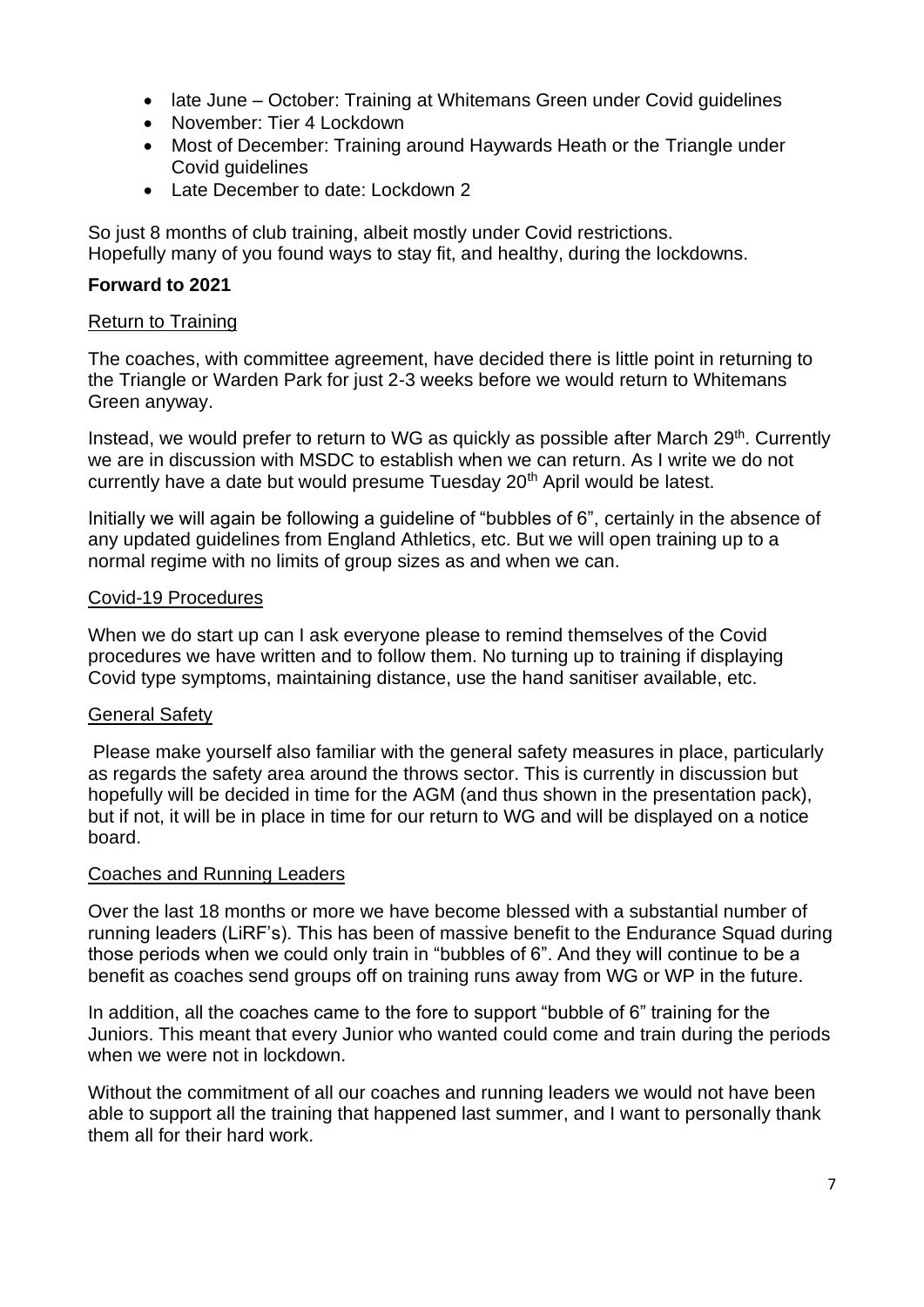- late June – October: Training at Whitemans Green under Covid guidelines
- November: Tier 4 Lockdown
- Most of December: Training around Haywards Heath or the Triangle under Covid guidelines
- Late December to date: Lockdown 2

So just 8 months of club training, albeit mostly under Covid restrictions.
Hopefully many of you found ways to stay fit, and healthy, during the lockdowns.

**Forward to 2021**

<u>Return to Training</u>

The coaches, with committee agreement, have decided there is little point in returning to the Triangle or Warden Park for just 2-3 weeks before we would return to Whitemans Green anyway.

Instead, we would prefer to return to WG as quickly as possible after March 29th. Currently we are in discussion with MSDC to establish when we can return. As I write we do not currently have a date but would presume Tuesday 20th April would be latest.

Initially we will again be following a guideline of "bubbles of 6", certainly in the absence of any updated guidelines from England Athletics, etc. But we will open training up to a normal regime with no limits of group sizes as and when we can.

<u>Covid-19 Procedures</u>

When we do start up can I ask everyone please to remind themselves of the Covid procedures we have written and to follow them. No turning up to training if displaying Covid type symptoms, maintaining distance, use the hand sanitiser available, etc.

<u>General Safety</u>

Please make yourself also familiar with the general safety measures in place, particularly as regards the safety area around the throws sector. This is currently in discussion but hopefully will be decided in time for the AGM (and thus shown in the presentation pack), but if not, it will be in place in time for our return to WG and will be displayed on a notice board.

<u>Coaches and Running Leaders</u>

Over the last 18 months or more we have become blessed with a substantial number of running leaders (LiRF's). This has been of massive benefit to the Endurance Squad during those periods when we could only train in "bubbles of 6". And they will continue to be a benefit as coaches send groups off on training runs away from WG or WP in the future.

In addition, all the coaches came to the fore to support "bubble of 6" training for the Juniors. This meant that every Junior who wanted could come and train during the periods when we were not in lockdown.

Without the commitment of all our coaches and running leaders we would not have been able to support all the training that happened last summer, and I want to personally thank them all for their hard work.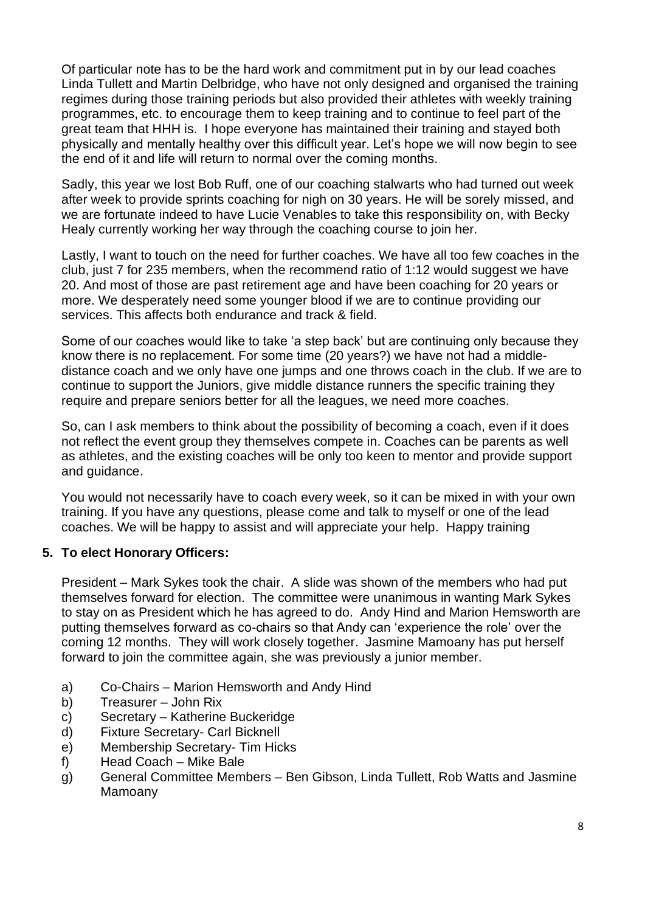Of particular note has to be the hard work and commitment put in by our lead coaches Linda Tullett and Martin Delbridge, who have not only designed and organised the training regimes during those training periods but also provided their athletes with weekly training programmes, etc. to encourage them to keep training and to continue to feel part of the great team that HHH is. I hope everyone has maintained their training and stayed both physically and mentally healthy over this difficult year. Let's hope we will now begin to see the end of it and life will return to normal over the coming months.

Sadly, this year we lost Bob Ruff, one of our coaching stalwarts who had turned out week after week to provide sprints coaching for nigh on 30 years. He will be sorely missed, and we are fortunate indeed to have Lucie Venables to take this responsibility on, with Becky Healy currently working her way through the coaching course to join her.

Lastly, I want to touch on the need for further coaches. We have all too few coaches in the club, just 7 for 235 members, when the recommend ratio of 1:12 would suggest we have 20. And most of those are past retirement age and have been coaching for 20 years or more. We desperately need some younger blood if we are to continue providing our services. This affects both endurance and track & field.

Some of our coaches would like to take 'a step back' but are continuing only because they know there is no replacement. For some time (20 years?) we have not had a middle-distance coach and we only have one jumps and one throws coach in the club. If we are to continue to support the Juniors, give middle distance runners the specific training they require and prepare seniors better for all the leagues, we need more coaches.

So, can I ask members to think about the possibility of becoming a coach, even if it does not reflect the event group they themselves compete in. Coaches can be parents as well as athletes, and the existing coaches will be only too keen to mentor and provide support and guidance.

You would not necessarily have to coach every week, so it can be mixed in with your own training. If you have any questions, please come and talk to myself or one of the lead coaches. We will be happy to assist and will appreciate your help. Happy training

**5. To elect Honorary Officers:**

President – Mark Sykes took the chair. A slide was shown of the members who had put themselves forward for election. The committee were unanimous in wanting Mark Sykes to stay on as President which he has agreed to do. Andy Hind and Marion Hemsworth are putting themselves forward as co-chairs so that Andy can 'experience the role' over the coming 12 months. They will work closely together. Jasmine Mamoany has put herself forward to join the committee again, she was previously a junior member.

a) Co-Chairs – Marion Hemsworth and Andy Hind
b) Treasurer – John Rix
c) Secretary – Katherine Buckeridge
d) Fixture Secretary- Carl Bicknell
e) Membership Secretary- Tim Hicks
f) Head Coach – Mike Bale
g) General Committee Members – Ben Gibson, Linda Tullett, Rob Watts and Jasmine Mamoany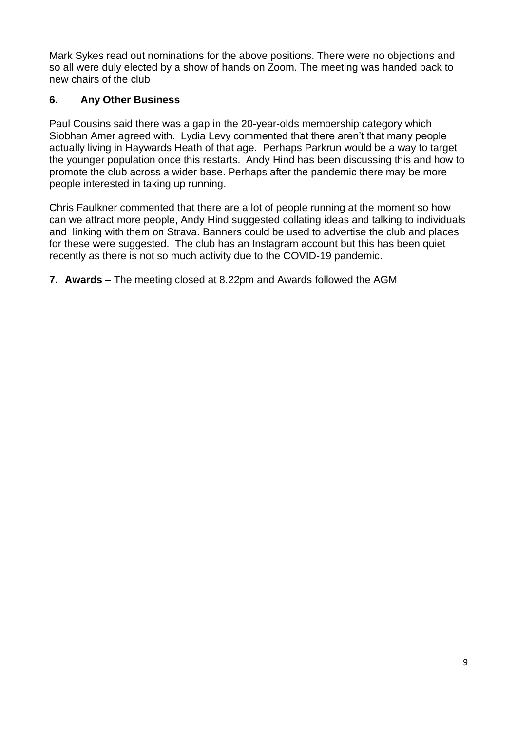Mark Sykes read out nominations for the above positions. There were no objections and so all were duly elected by a show of hands on Zoom. The meeting was handed back to new chairs of the club

## 6. Any Other Business

Paul Cousins said there was a gap in the 20-year-olds membership category which Siobhan Amer agreed with. Lydia Levy commented that there aren't that many people actually living in Haywards Heath of that age. Perhaps Parkrun would be a way to target the younger population once this restarts. Andy Hind has been discussing this and how to promote the club across a wider base. Perhaps after the pandemic there may be more people interested in taking up running.

Chris Faulkner commented that there are a lot of people running at the moment so how can we attract more people, Andy Hind suggested collating ideas and talking to individuals and linking with them on Strava. Banners could be used to advertise the club and places for these were suggested. The club has an Instagram account but this has been quiet recently as there is not so much activity due to the COVID-19 pandemic.

**7. Awards** – The meeting closed at 8.22pm and Awards followed the AGM